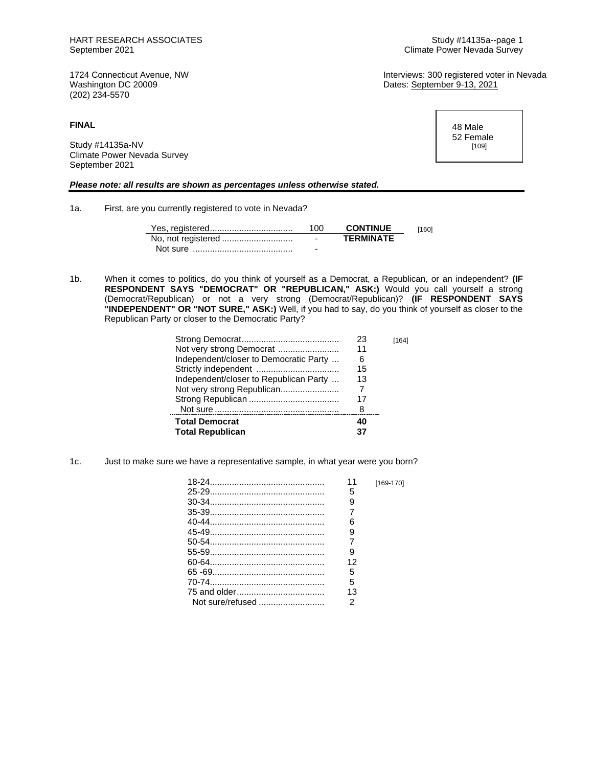HART RESEARCH ASSOCIATES
September 2021

Study #14135a--page 1
Climate Power Nevada Survey

1724 Connecticut Avenue, NW
Washington DC 20009
(202) 234-5570

Interviews: 300 registered voter in Nevada
Dates: September 9-13, 2021

**FINAL**

Study #14135a-NV
Climate Power Nevada Survey
September 2021

48 Male
52 Female
[109]

***Please note: all results are shown as percentages unless otherwise stated.***

1a. First, are you currently registered to vote in Nevada?

| | | | |
|---|---|---|---|
| Yes, registered | 100 | **CONTINUE** | [160] |
| No, not registered | - | **TERMINATE** | |
| Not sure | - | | |

1b. When it comes to politics, do you think of yourself as a Democrat, a Republican, or an independent? **(IF RESPONDENT SAYS "DEMOCRAT" OR "REPUBLICAN," ASK:)** Would you call yourself a strong (Democrat/Republican) or not a very strong (Democrat/Republican)? **(IF RESPONDENT SAYS "INDEPENDENT" OR "NOT SURE," ASK:)** Well, if you had to say, do you think of yourself as closer to the Republican Party or closer to the Democratic Party?

| | | |
|---|---|---|
| Strong Democrat | 23 | [164] |
| Not very strong Democrat | 11 | |
| Independent/closer to Democratic Party | 6 | |
| Strictly independent | 15 | |
| Independent/closer to Republican Party | 13 | |
| Not very strong Republican | 7 | |
| Strong Republican | 17 | |
| Not sure | 8 | |
| **Total Democrat** | **40** | |
| **Total Republican** | **37** | |

1c. Just to make sure we have a representative sample, in what year were you born?

| | | |
|---|---|---|
| 18-24 | 11 | [169-170] |
| 25-29 | 5 | |
| 30-34 | 9 | |
| 35-39 | 7 | |
| 40-44 | 6 | |
| 45-49 | 9 | |
| 50-54 | 7 | |
| 55-59 | 9 | |
| 60-64 | 12 | |
| 65 -69 | 5 | |
| 70-74 | 5 | |
| 75 and older | 13 | |
| Not sure/refused | 2 | |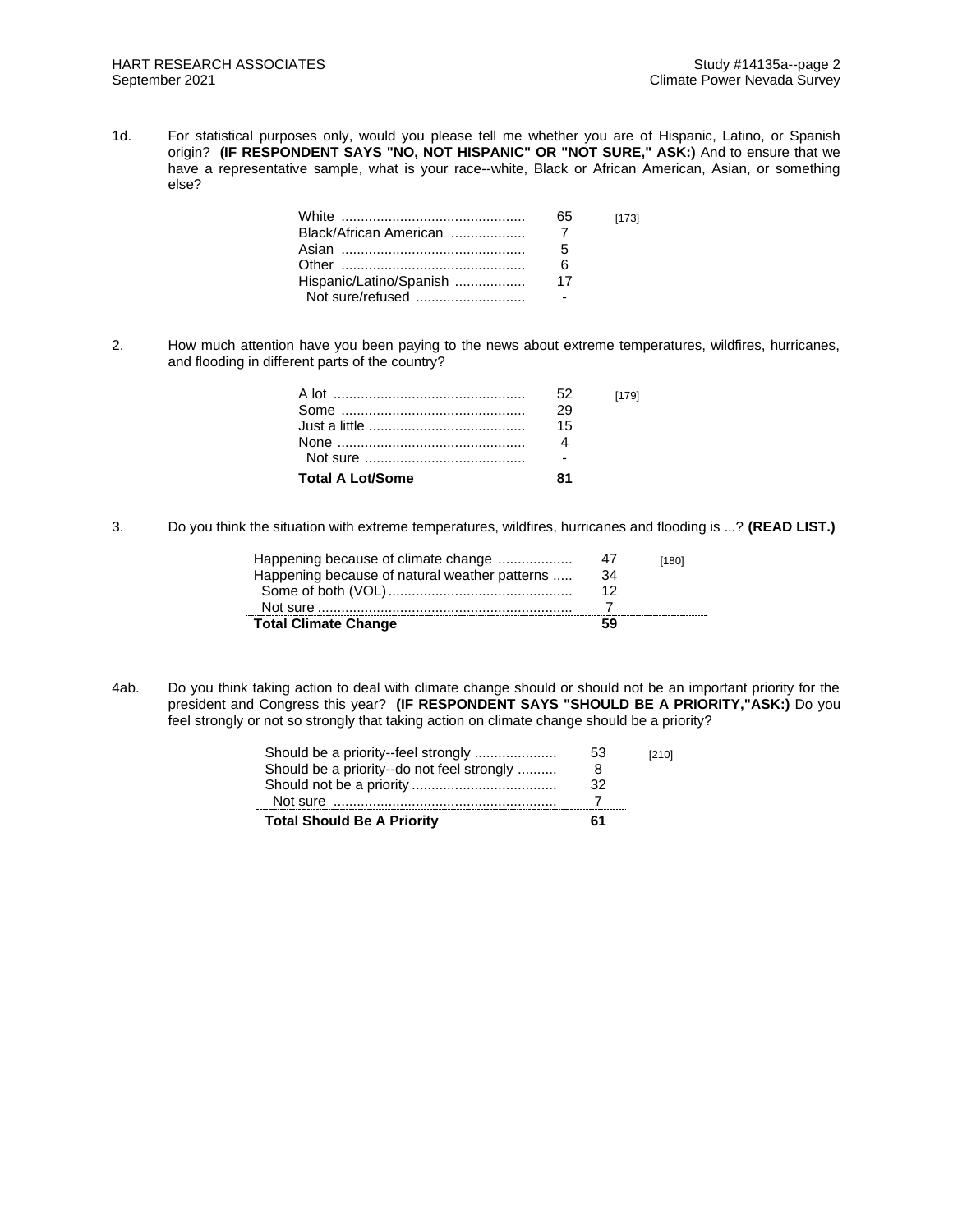1d. For statistical purposes only, would you please tell me whether you are of Hispanic, Latino, or Spanish origin? **(IF RESPONDENT SAYS "NO, NOT HISPANIC" OR "NOT SURE," ASK:)** And to ensure that we have a representative sample, what is your race--white, Black or African American, Asian, or something else?

| | | |
|---|---|---|
| White | 65 | [173] |
| Black/African American | 7 | |
| Asian | 5 | |
| Other | 6 | |
| Hispanic/Latino/Spanish | 17 | |
| Not sure/refused | - | |

2. How much attention have you been paying to the news about extreme temperatures, wildfires, hurricanes, and flooding in different parts of the country?

| | | |
|---|---|---|
| A lot | 52 | [179] |
| Some | 29 | |
| Just a little | 15 | |
| None | 4 | |
| Not sure | - | |
| **Total A Lot/Some** | **81** | |

3. Do you think the situation with extreme temperatures, wildfires, hurricanes and flooding is ...? **(READ LIST.)**

| | | |
|---|---|---|
| Happening because of climate change | 47 | [180] |
| Happening because of natural weather patterns | 34 | |
| Some of both (VOL) | 12 | |
| Not sure | 7 | |
| **Total Climate Change** | **59** | |

4ab. Do you think taking action to deal with climate change should or should not be an important priority for the president and Congress this year? **(IF RESPONDENT SAYS "SHOULD BE A PRIORITY,"ASK:)** Do you feel strongly or not so strongly that taking action on climate change should be a priority?

| | | |
|---|---|---|
| Should be a priority--feel strongly | 53 | [210] |
| Should be a priority--do not feel strongly | 8 | |
| Should not be a priority | 32 | |
| Not sure | 7 | |
| **Total Should Be A Priority** | **61** | |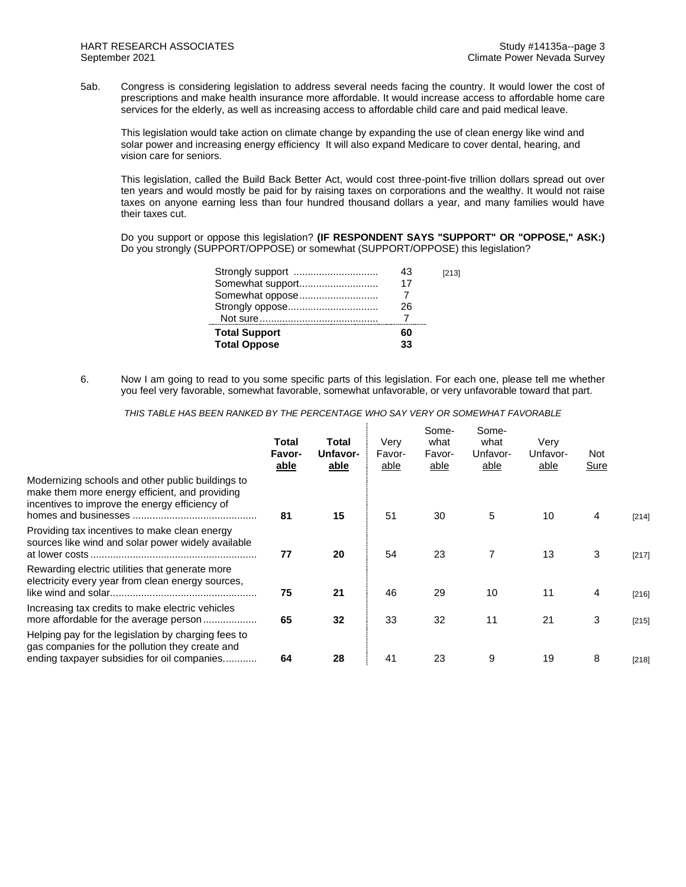5ab. Congress is considering legislation to address several needs facing the country. It would lower the cost of prescriptions and make health insurance more affordable. It would increase access to affordable home care services for the elderly, as well as increasing access to affordable child care and paid medical leave.

This legislation would take action on climate change by expanding the use of clean energy like wind and solar power and increasing energy efficiency It will also expand Medicare to cover dental, hearing, and vision care for seniors.

This legislation, called the Build Back Better Act, would cost three-point-five trillion dollars spread out over ten years and would mostly be paid for by raising taxes on corporations and the wealthy. It would not raise taxes on anyone earning less than four hundred thousand dollars a year, and many families would have their taxes cut.

Do you support or oppose this legislation? **(IF RESPONDENT SAYS "SUPPORT" OR "OPPOSE," ASK:)** Do you strongly (SUPPORT/OPPOSE) or somewhat (SUPPORT/OPPOSE) this legislation?

| | | |
|---|---|---|
| Strongly support | 43 | [213] |
| Somewhat support | 17 | |
| Somewhat oppose | 7 | |
| Strongly oppose | 26 | |
| Not sure | 7 | |
| **Total Support** | **60** | |
| **Total Oppose** | **33** | |

6. Now I am going to read to you some specific parts of this legislation. For each one, please tell me whether you feel very favorable, somewhat favorable, somewhat unfavorable, or very unfavorable toward that part.

*THIS TABLE HAS BEEN RANKED BY THE PERCENTAGE WHO SAY VERY OR SOMEWHAT FAVORABLE*

| | Total Favorable | Total Unfavorable | Very Favorable | Somewhat Favorable | Somewhat Unfavorable | Very Unfavorable | Not Sure | |
|---|---|---|---|---|---|---|---|---|
| Modernizing schools and other public buildings to make them more energy efficient, and providing incentives to improve the energy efficiency of homes and businesses | **81** | **15** | 51 | 30 | 5 | 10 | 4 | [214] |
| Providing tax incentives to make clean energy sources like wind and solar power widely available at lower costs | **77** | **20** | 54 | 23 | 7 | 13 | 3 | [217] |
| Rewarding electric utilities that generate more electricity every year from clean energy sources, like wind and solar | **75** | **21** | 46 | 29 | 10 | 11 | 4 | [216] |
| Increasing tax credits to make electric vehicles more affordable for the average person | **65** | **32** | 33 | 32 | 11 | 21 | 3 | [215] |
| Helping pay for the legislation by charging fees to gas companies for the pollution they create and ending taxpayer subsidies for oil companies | **64** | **28** | 41 | 23 | 9 | 19 | 8 | [218] |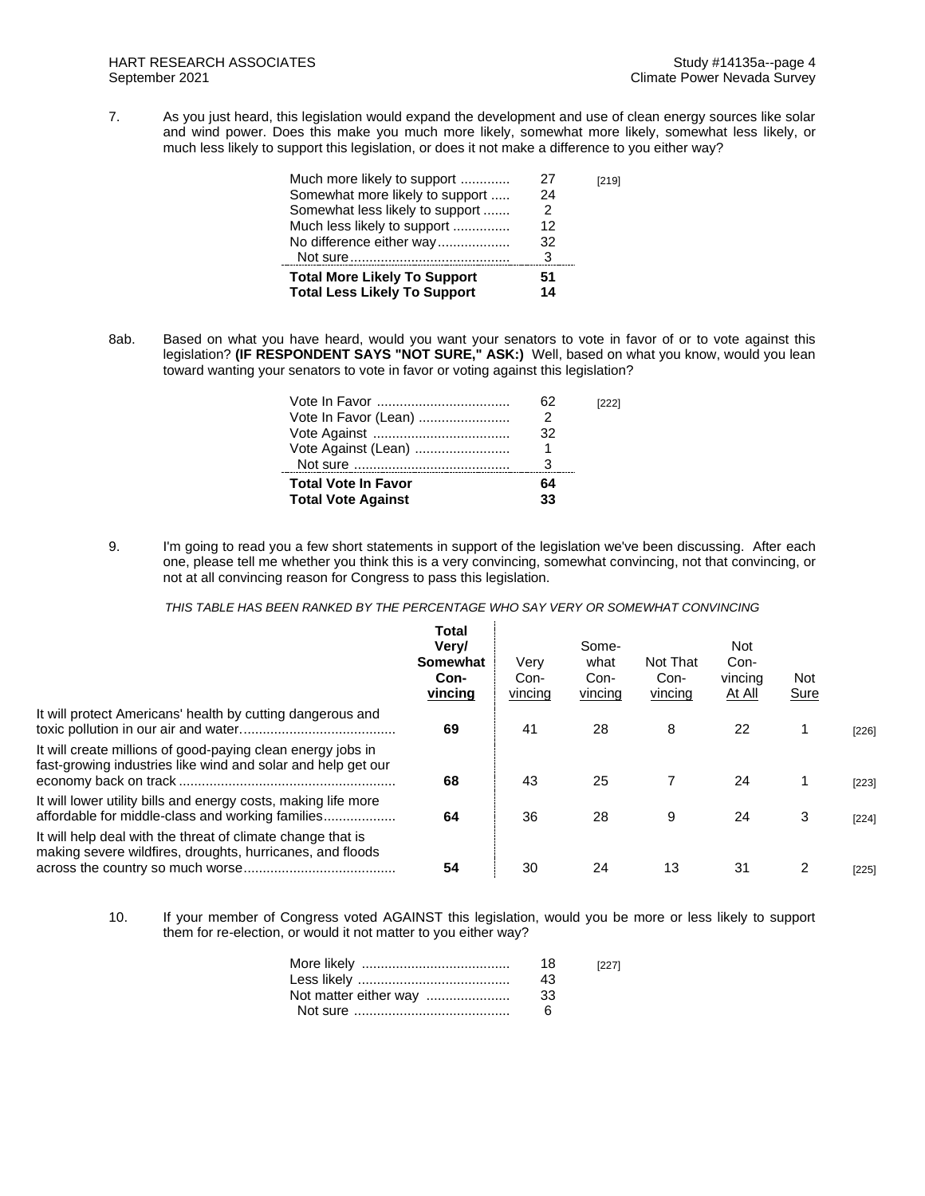7. As you just heard, this legislation would expand the development and use of clean energy sources like solar and wind power. Does this make you much more likely, somewhat more likely, somewhat less likely, or much less likely to support this legislation, or does it not make a difference to you either way?

| | | |
|---|---|---|
| Much more likely to support | 27 | [219] |
| Somewhat more likely to support | 24 | |
| Somewhat less likely to support | 2 | |
| Much less likely to support | 12 | |
| No difference either way | 32 | |
| Not sure | 3 | |
| **Total More Likely To Support** | **51** | |
| **Total Less Likely To Support** | **14** | |

8ab. Based on what you have heard, would you want your senators to vote in favor of or to vote against this legislation? **(IF RESPONDENT SAYS "NOT SURE," ASK:)** Well, based on what you know, would you lean toward wanting your senators to vote in favor or voting against this legislation?

| | | |
|---|---|---|
| Vote In Favor | 62 | [222] |
| Vote In Favor (Lean) | 2 | |
| Vote Against | 32 | |
| Vote Against (Lean) | 1 | |
| Not sure | 3 | |
| **Total Vote In Favor** | **64** | |
| **Total Vote Against** | **33** | |

9. I'm going to read you a few short statements in support of the legislation we've been discussing. After each one, please tell me whether you think this is a very convincing, somewhat convincing, not that convincing, or not at all convincing reason for Congress to pass this legislation.

*THIS TABLE HAS BEEN RANKED BY THE PERCENTAGE WHO SAY VERY OR SOMEWHAT CONVINCING*

| | Total Very/ Somewhat Convincing | Very Convincing | Somewhat Convincing | Not That Convincing | Not Convincing At All | Not Sure | |
|---|---|---|---|---|---|---|---|
| It will protect Americans' health by cutting dangerous and toxic pollution in our air and water | **69** | 41 | 28 | 8 | 22 | 1 | [226] |
| It will create millions of good-paying clean energy jobs in fast-growing industries like wind and solar and help get our economy back on track | **68** | 43 | 25 | 7 | 24 | 1 | [223] |
| It will lower utility bills and energy costs, making life more affordable for middle-class and working families | **64** | 36 | 28 | 9 | 24 | 3 | [224] |
| It will help deal with the threat of climate change that is making severe wildfires, droughts, hurricanes, and floods across the country so much worse | **54** | 30 | 24 | 13 | 31 | 2 | [225] |

10. If your member of Congress voted AGAINST this legislation, would you be more or less likely to support them for re-election, or would it not matter to you either way?

| | | |
|---|---|---|
| More likely | 18 | [227] |
| Less likely | 43 | |
| Not matter either way | 33 | |
| Not sure | 6 | |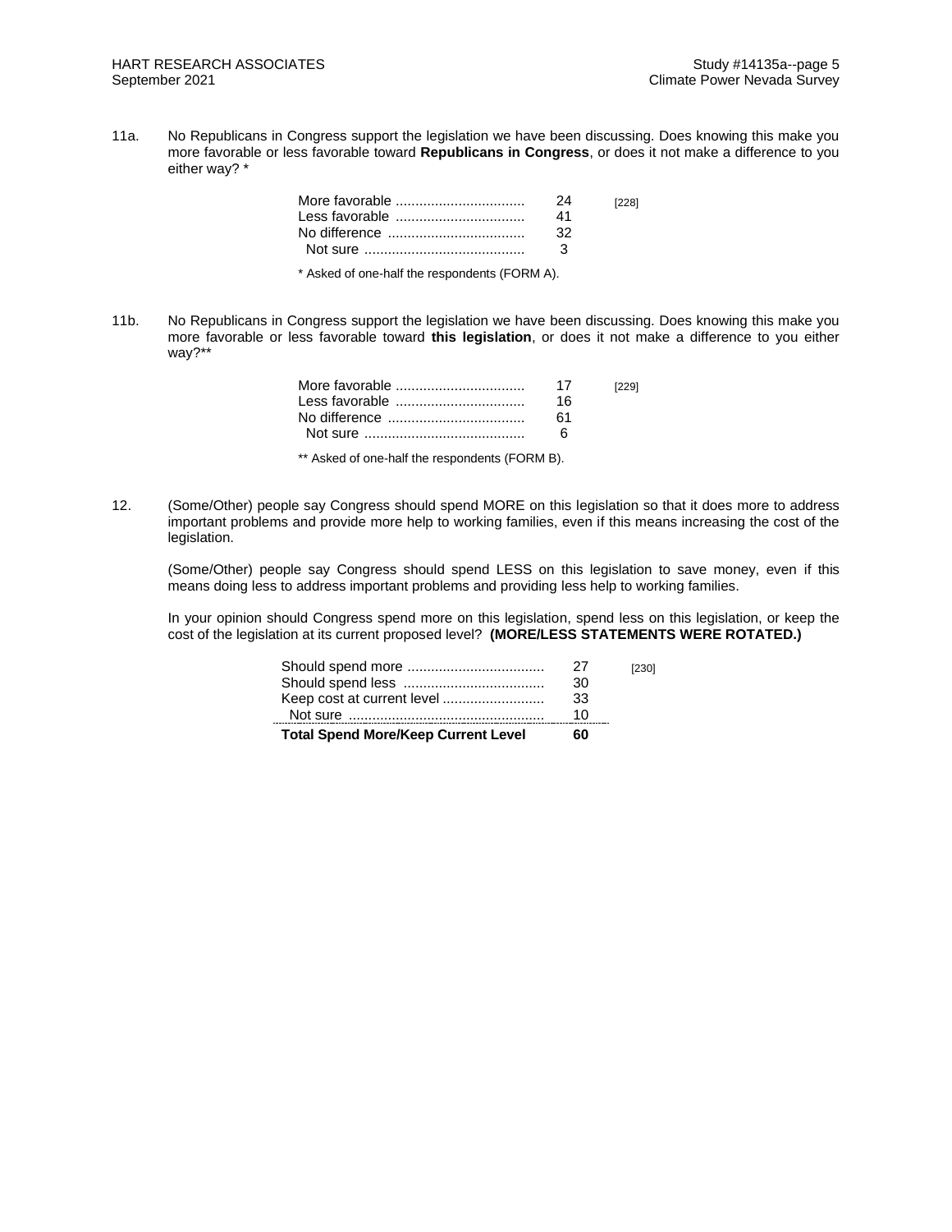11a. No Republicans in Congress support the legislation we have been discussing. Does knowing this make you more favorable or less favorable toward **Republicans in Congress**, or does it not make a difference to you either way? *

| | | |
|---|---|---|
| More favorable | 24 | [228] |
| Less favorable | 41 | |
| No difference | 32 | |
| Not sure | 3 | |

* Asked of one-half the respondents (FORM A).

11b. No Republicans in Congress support the legislation we have been discussing. Does knowing this make you more favorable or less favorable toward **this legislation**, or does it not make a difference to you either way?**

| | | |
|---|---|---|
| More favorable | 17 | [229] |
| Less favorable | 16 | |
| No difference | 61 | |
| Not sure | 6 | |

** Asked of one-half the respondents (FORM B).

12. (Some/Other) people say Congress should spend MORE on this legislation so that it does more to address important problems and provide more help to working families, even if this means increasing the cost of the legislation.

(Some/Other) people say Congress should spend LESS on this legislation to save money, even if this means doing less to address important problems and providing less help to working families.

In your opinion should Congress spend more on this legislation, spend less on this legislation, or keep the cost of the legislation at its current proposed level? **(MORE/LESS STATEMENTS WERE ROTATED.)**

| | | |
|---|---|---|
| Should spend more | 27 | [230] |
| Should spend less | 30 | |
| Keep cost at current level | 33 | |
| Not sure | 10 | |
| **Total Spend More/Keep Current Level** | **60** | |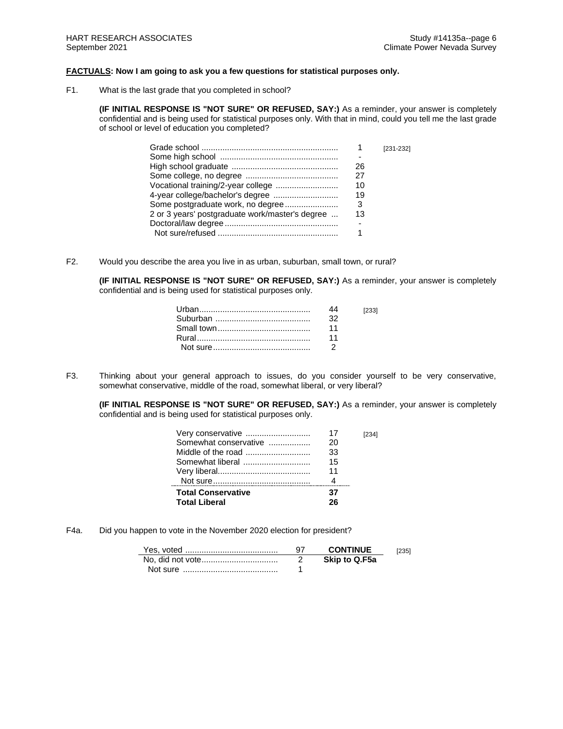**FACTUALS: Now I am going to ask you a few questions for statistical purposes only.**

F1. What is the last grade that you completed in school?

**(IF INITIAL RESPONSE IS "NOT SURE" OR REFUSED, SAY:)** As a reminder, your answer is completely confidential and is being used for statistical purposes only. With that in mind, could you tell me the last grade of school or level of education you completed?

| | | |
|---|---|---|
| Grade school | 1 | [231-232] |
| Some high school | - | |
| High school graduate | 26 | |
| Some college, no degree | 27 | |
| Vocational training/2-year college | 10 | |
| 4-year college/bachelor's degree | 19 | |
| Some postgraduate work, no degree | 3 | |
| 2 or 3 years' postgraduate work/master's degree | 13 | |
| Doctoral/law degree | - | |
| Not sure/refused | 1 | |

F2. Would you describe the area you live in as urban, suburban, small town, or rural?

**(IF INITIAL RESPONSE IS "NOT SURE" OR REFUSED, SAY:)** As a reminder, your answer is completely confidential and is being used for statistical purposes only.

| | | |
|---|---|---|
| Urban | 44 | [233] |
| Suburban | 32 | |
| Small town | 11 | |
| Rural | 11 | |
| Not sure | 2 | |

F3. Thinking about your general approach to issues, do you consider yourself to be very conservative, somewhat conservative, middle of the road, somewhat liberal, or very liberal?

**(IF INITIAL RESPONSE IS "NOT SURE" OR REFUSED, SAY:)** As a reminder, your answer is completely confidential and is being used for statistical purposes only.

| | | |
|---|---|---|
| Very conservative | 17 | [234] |
| Somewhat conservative | 20 | |
| Middle of the road | 33 | |
| Somewhat liberal | 15 | |
| Very liberal | 11 | |
| Not sure | 4 | |
| **Total Conservative** | **37** | |
| **Total Liberal** | **26** | |

F4a. Did you happen to vote in the November 2020 election for president?

| | | | |
|---|---|---|---|
| Yes, voted | 97 | **CONTINUE** | [235] |
| No, did not vote | 2 | **Skip to Q.F5a** | |
| Not sure | 1 | | |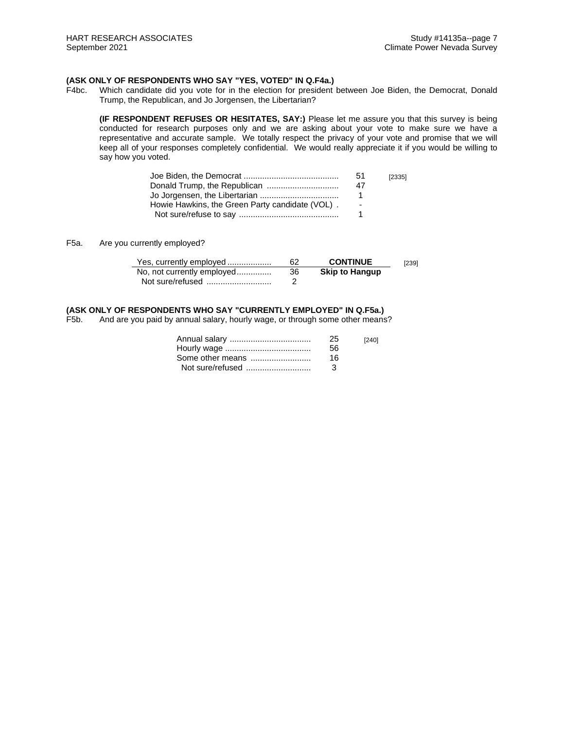**(ASK ONLY OF RESPONDENTS WHO SAY "YES, VOTED" IN Q.F4a.)**

F4bc. Which candidate did you vote for in the election for president between Joe Biden, the Democrat, Donald Trump, the Republican, and Jo Jorgensen, the Libertarian?

**(IF RESPONDENT REFUSES OR HESITATES, SAY:)** Please let me assure you that this survey is being conducted for research purposes only and we are asking about your vote to make sure we have a representative and accurate sample. We totally respect the privacy of your vote and promise that we will keep all of your responses completely confidential. We would really appreciate it if you would be willing to say how you voted.

| | | |
|---|---|---|
| Joe Biden, the Democrat | 51 | [2335] |
| Donald Trump, the Republican | 47 | |
| Jo Jorgensen, the Libertarian | 1 | |
| Howie Hawkins, the Green Party candidate (VOL) | - | |
| Not sure/refuse to say | 1 | |

F5a. Are you currently employed?

| | | | |
|---|---|---|---|
| Yes, currently employed | 62 | **CONTINUE** | [239] |
| No, not currently employed | 36 | **Skip to Hangup** | |
| Not sure/refused | 2 | | |

**(ASK ONLY OF RESPONDENTS WHO SAY "CURRENTLY EMPLOYED" IN Q.F5a.)**

F5b. And are you paid by annual salary, hourly wage, or through some other means?

| | | |
|---|---|---|
| Annual salary | 25 | [240] |
| Hourly wage | 56 | |
| Some other means | 16 | |
| Not sure/refused | 3 | |